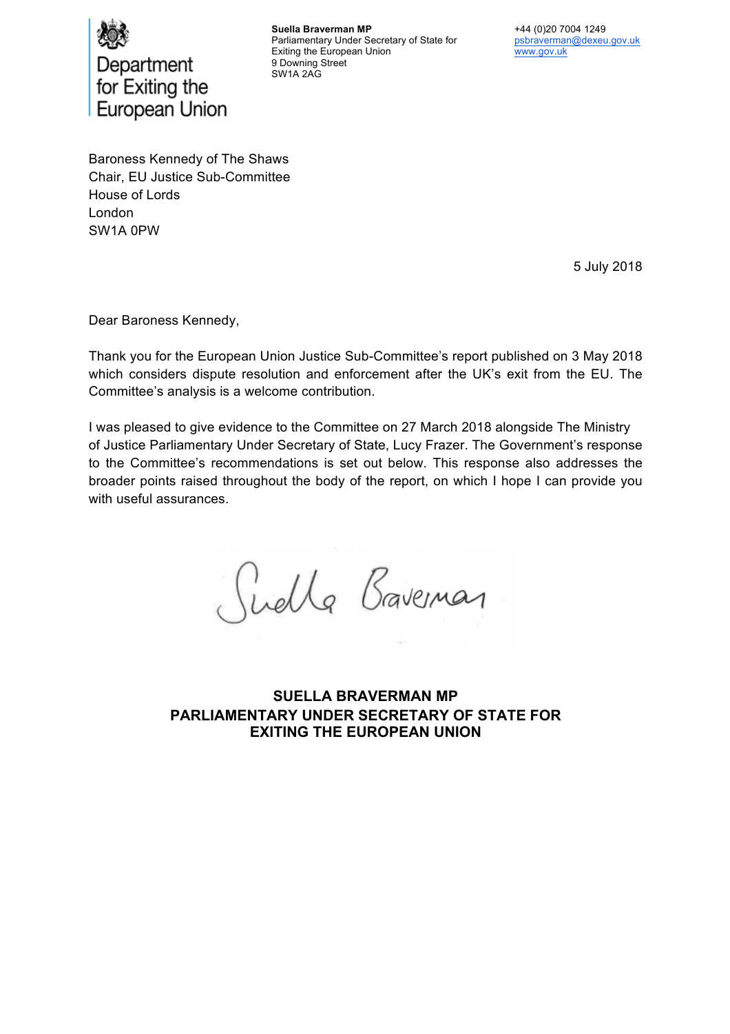Department for Exiting the European Union

**Suella Braverman MP**
Parliamentary Under Secretary of State for Exiting the European Union
9 Downing Street
SW1A 2AG

+44 (0)20 7004 1249
psbraverman@dexeu.gov.uk
www.gov.uk

Baroness Kennedy of The Shaws
Chair, EU Justice Sub-Committee
House of Lords
London
SW1A 0PW

5 July 2018

Dear Baroness Kennedy,

Thank you for the European Union Justice Sub-Committee's report published on 3 May 2018 which considers dispute resolution and enforcement after the UK's exit from the EU. The Committee's analysis is a welcome contribution.

I was pleased to give evidence to the Committee on 27 March 2018 alongside The Ministry of Justice Parliamentary Under Secretary of State, Lucy Frazer. The Government's response to the Committee's recommendations is set out below. This response also addresses the broader points raised throughout the body of the report, on which I hope I can provide you with useful assurances.

Suella Braverman

**SUELLA BRAVERMAN MP**
**PARLIAMENTARY UNDER SECRETARY OF STATE FOR EXITING THE EUROPEAN UNION**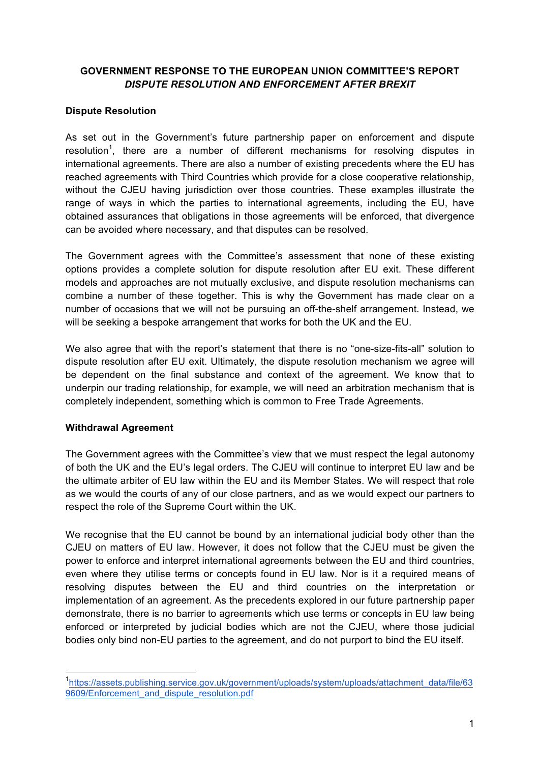**GOVERNMENT RESPONSE TO THE EUROPEAN UNION COMMITTEE'S REPORT *DISPUTE RESOLUTION AND ENFORCEMENT AFTER BREXIT***

**Dispute Resolution**

As set out in the Government's future partnership paper on enforcement and dispute resolution[1], there are a number of different mechanisms for resolving disputes in international agreements. There are also a number of existing precedents where the EU has reached agreements with Third Countries which provide for a close cooperative relationship, without the CJEU having jurisdiction over those countries. These examples illustrate the range of ways in which the parties to international agreements, including the EU, have obtained assurances that obligations in those agreements will be enforced, that divergence can be avoided where necessary, and that disputes can be resolved.

The Government agrees with the Committee's assessment that none of these existing options provides a complete solution for dispute resolution after EU exit. These different models and approaches are not mutually exclusive, and dispute resolution mechanisms can combine a number of these together. This is why the Government has made clear on a number of occasions that we will not be pursuing an off-the-shelf arrangement. Instead, we will be seeking a bespoke arrangement that works for both the UK and the EU.

We also agree that with the report's statement that there is no "one-size-fits-all" solution to dispute resolution after EU exit. Ultimately, the dispute resolution mechanism we agree will be dependent on the final substance and context of the agreement. We know that to underpin our trading relationship, for example, we will need an arbitration mechanism that is completely independent, something which is common to Free Trade Agreements.

**Withdrawal Agreement**

The Government agrees with the Committee's view that we must respect the legal autonomy of both the UK and the EU's legal orders. The CJEU will continue to interpret EU law and be the ultimate arbiter of EU law within the EU and its Member States. We will respect that role as we would the courts of any of our close partners, and as we would expect our partners to respect the role of the Supreme Court within the UK.

We recognise that the EU cannot be bound by an international judicial body other than the CJEU on matters of EU law. However, it does not follow that the CJEU must be given the power to enforce and interpret international agreements between the EU and third countries, even where they utilise terms or concepts found in EU law. Nor is it a required means of resolving disputes between the EU and third countries on the interpretation or implementation of an agreement. As the precedents explored in our future partnership paper demonstrate, there is no barrier to agreements which use terms or concepts in EU law being enforced or interpreted by judicial bodies which are not the CJEU, where those judicial bodies only bind non-EU parties to the agreement, and do not purport to bind the EU itself.

---

[1] https://assets.publishing.service.gov.uk/government/uploads/system/uploads/attachment_data/file/639609/Enforcement_and_dispute_resolution.pdf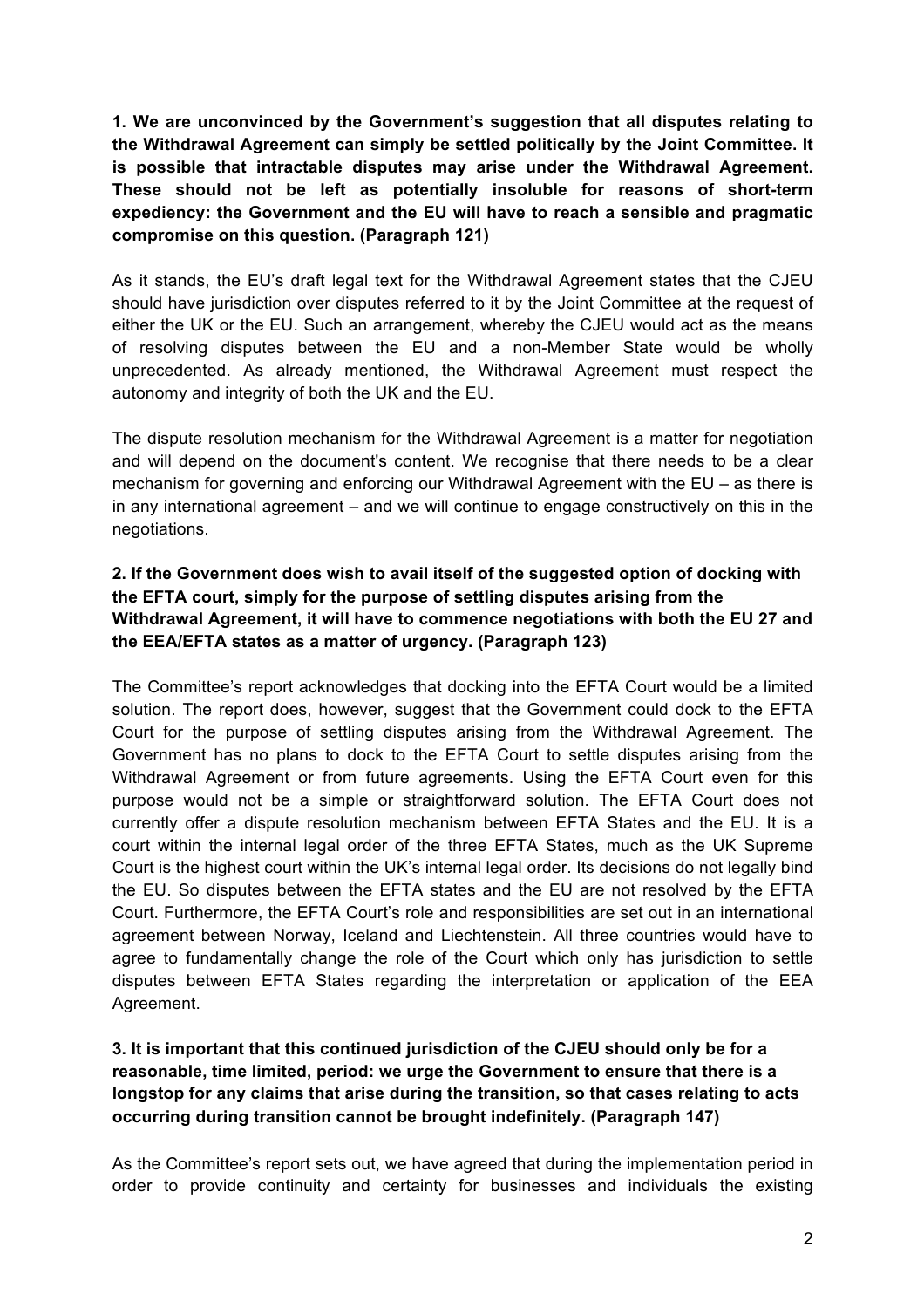**1. We are unconvinced by the Government's suggestion that all disputes relating to the Withdrawal Agreement can simply be settled politically by the Joint Committee. It is possible that intractable disputes may arise under the Withdrawal Agreement. These should not be left as potentially insoluble for reasons of short-term expediency: the Government and the EU will have to reach a sensible and pragmatic compromise on this question. (Paragraph 121)**

As it stands, the EU's draft legal text for the Withdrawal Agreement states that the CJEU should have jurisdiction over disputes referred to it by the Joint Committee at the request of either the UK or the EU. Such an arrangement, whereby the CJEU would act as the means of resolving disputes between the EU and a non-Member State would be wholly unprecedented. As already mentioned, the Withdrawal Agreement must respect the autonomy and integrity of both the UK and the EU.

The dispute resolution mechanism for the Withdrawal Agreement is a matter for negotiation and will depend on the document's content. We recognise that there needs to be a clear mechanism for governing and enforcing our Withdrawal Agreement with the EU – as there is in any international agreement – and we will continue to engage constructively on this in the negotiations.

**2. If the Government does wish to avail itself of the suggested option of docking with the EFTA court, simply for the purpose of settling disputes arising from the Withdrawal Agreement, it will have to commence negotiations with both the EU 27 and the EEA/EFTA states as a matter of urgency. (Paragraph 123)**

The Committee's report acknowledges that docking into the EFTA Court would be a limited solution. The report does, however, suggest that the Government could dock to the EFTA Court for the purpose of settling disputes arising from the Withdrawal Agreement. The Government has no plans to dock to the EFTA Court to settle disputes arising from the Withdrawal Agreement or from future agreements. Using the EFTA Court even for this purpose would not be a simple or straightforward solution. The EFTA Court does not currently offer a dispute resolution mechanism between EFTA States and the EU. It is a court within the internal legal order of the three EFTA States, much as the UK Supreme Court is the highest court within the UK's internal legal order. Its decisions do not legally bind the EU. So disputes between the EFTA states and the EU are not resolved by the EFTA Court. Furthermore, the EFTA Court's role and responsibilities are set out in an international agreement between Norway, Iceland and Liechtenstein. All three countries would have to agree to fundamentally change the role of the Court which only has jurisdiction to settle disputes between EFTA States regarding the interpretation or application of the EEA Agreement.

**3. It is important that this continued jurisdiction of the CJEU should only be for a reasonable, time limited, period: we urge the Government to ensure that there is a longstop for any claims that arise during the transition, so that cases relating to acts occurring during transition cannot be brought indefinitely. (Paragraph 147)**

As the Committee's report sets out, we have agreed that during the implementation period in order to provide continuity and certainty for businesses and individuals the existing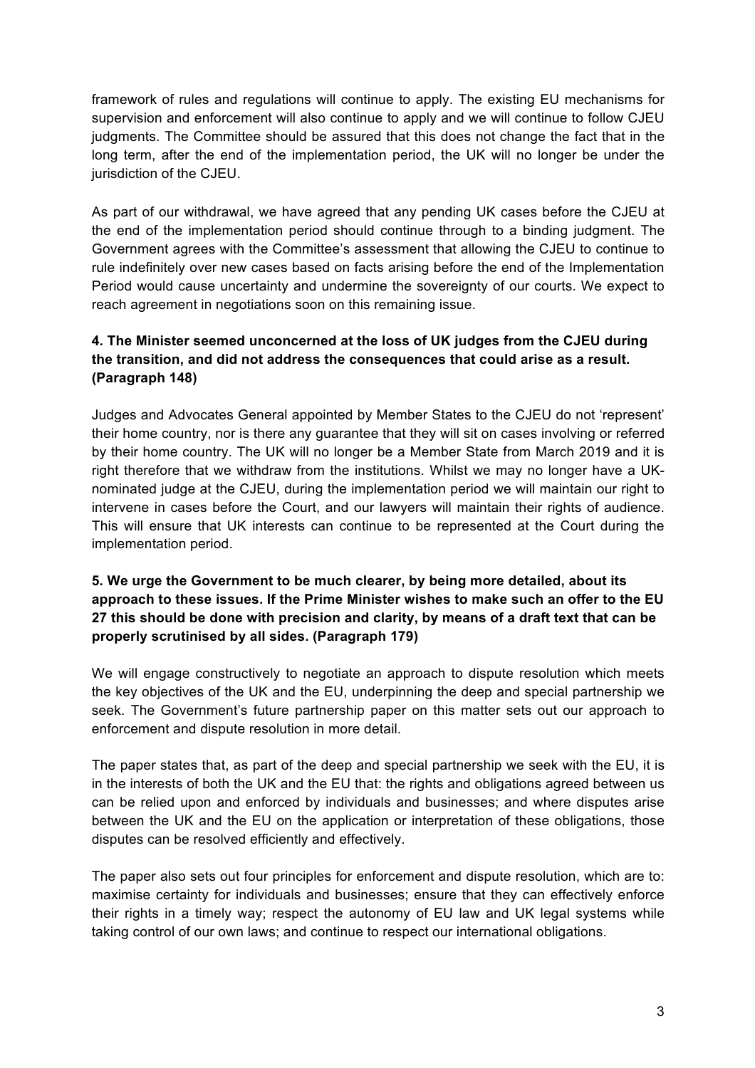framework of rules and regulations will continue to apply. The existing EU mechanisms for supervision and enforcement will also continue to apply and we will continue to follow CJEU judgments. The Committee should be assured that this does not change the fact that in the long term, after the end of the implementation period, the UK will no longer be under the jurisdiction of the CJEU.

As part of our withdrawal, we have agreed that any pending UK cases before the CJEU at the end of the implementation period should continue through to a binding judgment. The Government agrees with the Committee's assessment that allowing the CJEU to continue to rule indefinitely over new cases based on facts arising before the end of the Implementation Period would cause uncertainty and undermine the sovereignty of our courts. We expect to reach agreement in negotiations soon on this remaining issue.

**4. The Minister seemed unconcerned at the loss of UK judges from the CJEU during the transition, and did not address the consequences that could arise as a result. (Paragraph 148)**

Judges and Advocates General appointed by Member States to the CJEU do not 'represent' their home country, nor is there any guarantee that they will sit on cases involving or referred by their home country. The UK will no longer be a Member State from March 2019 and it is right therefore that we withdraw from the institutions. Whilst we may no longer have a UK-nominated judge at the CJEU, during the implementation period we will maintain our right to intervene in cases before the Court, and our lawyers will maintain their rights of audience. This will ensure that UK interests can continue to be represented at the Court during the implementation period.

**5. We urge the Government to be much clearer, by being more detailed, about its approach to these issues. If the Prime Minister wishes to make such an offer to the EU 27 this should be done with precision and clarity, by means of a draft text that can be properly scrutinised by all sides. (Paragraph 179)**

We will engage constructively to negotiate an approach to dispute resolution which meets the key objectives of the UK and the EU, underpinning the deep and special partnership we seek. The Government's future partnership paper on this matter sets out our approach to enforcement and dispute resolution in more detail.

The paper states that, as part of the deep and special partnership we seek with the EU, it is in the interests of both the UK and the EU that: the rights and obligations agreed between us can be relied upon and enforced by individuals and businesses; and where disputes arise between the UK and the EU on the application or interpretation of these obligations, those disputes can be resolved efficiently and effectively.

The paper also sets out four principles for enforcement and dispute resolution, which are to: maximise certainty for individuals and businesses; ensure that they can effectively enforce their rights in a timely way; respect the autonomy of EU law and UK legal systems while taking control of our own laws; and continue to respect our international obligations.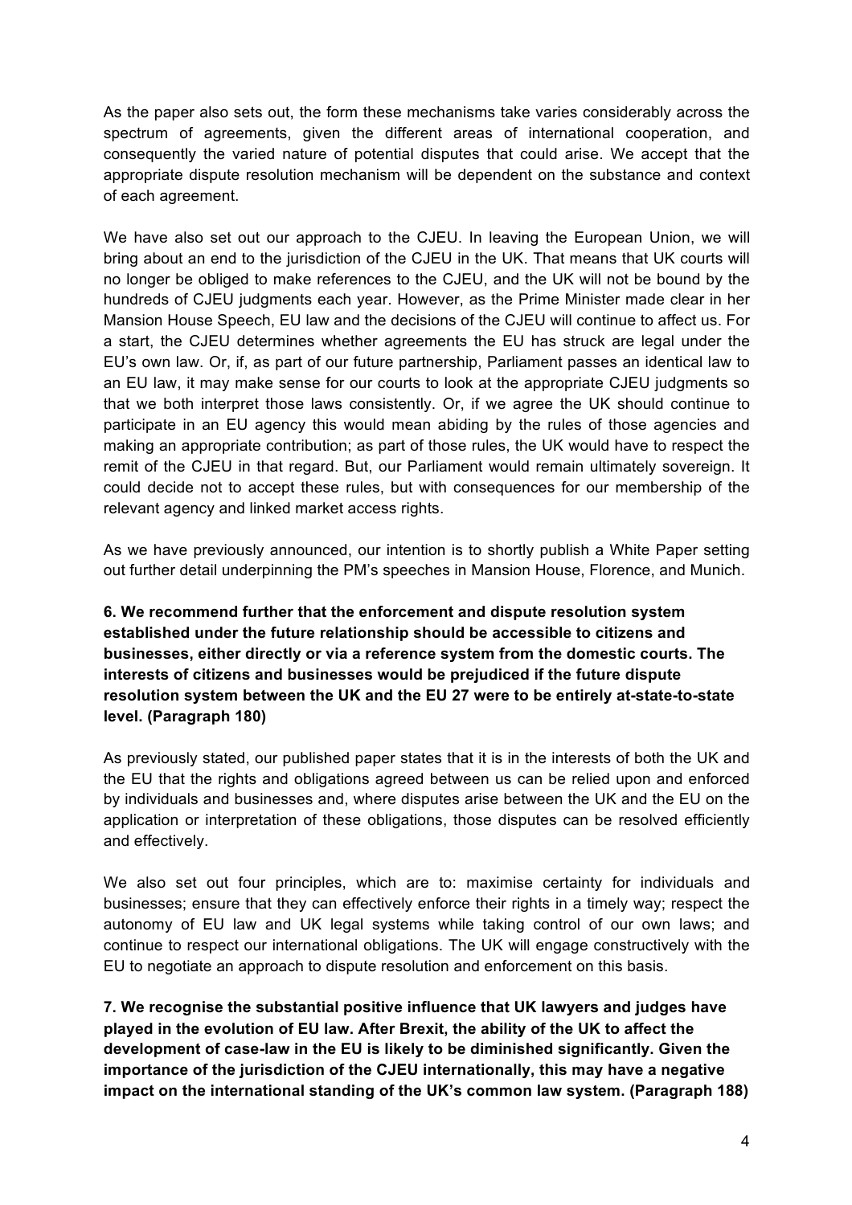As the paper also sets out, the form these mechanisms take varies considerably across the spectrum of agreements, given the different areas of international cooperation, and consequently the varied nature of potential disputes that could arise. We accept that the appropriate dispute resolution mechanism will be dependent on the substance and context of each agreement.

We have also set out our approach to the CJEU. In leaving the European Union, we will bring about an end to the jurisdiction of the CJEU in the UK. That means that UK courts will no longer be obliged to make references to the CJEU, and the UK will not be bound by the hundreds of CJEU judgments each year. However, as the Prime Minister made clear in her Mansion House Speech, EU law and the decisions of the CJEU will continue to affect us. For a start, the CJEU determines whether agreements the EU has struck are legal under the EU's own law. Or, if, as part of our future partnership, Parliament passes an identical law to an EU law, it may make sense for our courts to look at the appropriate CJEU judgments so that we both interpret those laws consistently. Or, if we agree the UK should continue to participate in an EU agency this would mean abiding by the rules of those agencies and making an appropriate contribution; as part of those rules, the UK would have to respect the remit of the CJEU in that regard. But, our Parliament would remain ultimately sovereign. It could decide not to accept these rules, but with consequences for our membership of the relevant agency and linked market access rights.

As we have previously announced, our intention is to shortly publish a White Paper setting out further detail underpinning the PM's speeches in Mansion House, Florence, and Munich.

**6. We recommend further that the enforcement and dispute resolution system established under the future relationship should be accessible to citizens and businesses, either directly or via a reference system from the domestic courts. The interests of citizens and businesses would be prejudiced if the future dispute resolution system between the UK and the EU 27 were to be entirely at-state-to-state level. (Paragraph 180)**

As previously stated, our published paper states that it is in the interests of both the UK and the EU that the rights and obligations agreed between us can be relied upon and enforced by individuals and businesses and, where disputes arise between the UK and the EU on the application or interpretation of these obligations, those disputes can be resolved efficiently and effectively.

We also set out four principles, which are to: maximise certainty for individuals and businesses; ensure that they can effectively enforce their rights in a timely way; respect the autonomy of EU law and UK legal systems while taking control of our own laws; and continue to respect our international obligations. The UK will engage constructively with the EU to negotiate an approach to dispute resolution and enforcement on this basis.

**7. We recognise the substantial positive influence that UK lawyers and judges have played in the evolution of EU law. After Brexit, the ability of the UK to affect the development of case-law in the EU is likely to be diminished significantly. Given the importance of the jurisdiction of the CJEU internationally, this may have a negative impact on the international standing of the UK's common law system. (Paragraph 188)**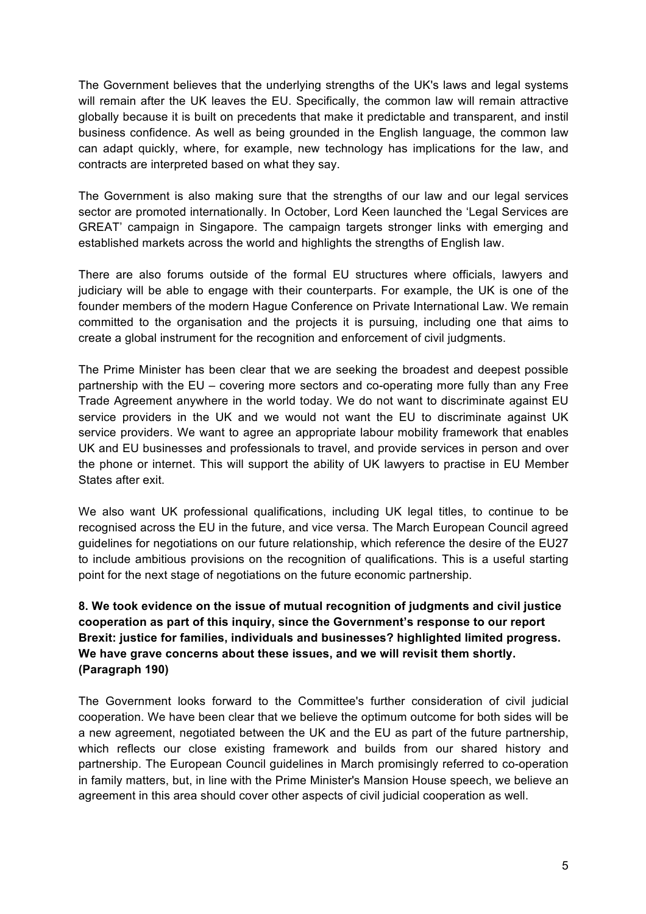The Government believes that the underlying strengths of the UK's laws and legal systems will remain after the UK leaves the EU. Specifically, the common law will remain attractive globally because it is built on precedents that make it predictable and transparent, and instil business confidence. As well as being grounded in the English language, the common law can adapt quickly, where, for example, new technology has implications for the law, and contracts are interpreted based on what they say.

The Government is also making sure that the strengths of our law and our legal services sector are promoted internationally. In October, Lord Keen launched the 'Legal Services are GREAT' campaign in Singapore. The campaign targets stronger links with emerging and established markets across the world and highlights the strengths of English law.

There are also forums outside of the formal EU structures where officials, lawyers and judiciary will be able to engage with their counterparts. For example, the UK is one of the founder members of the modern Hague Conference on Private International Law. We remain committed to the organisation and the projects it is pursuing, including one that aims to create a global instrument for the recognition and enforcement of civil judgments.

The Prime Minister has been clear that we are seeking the broadest and deepest possible partnership with the EU – covering more sectors and co-operating more fully than any Free Trade Agreement anywhere in the world today. We do not want to discriminate against EU service providers in the UK and we would not want the EU to discriminate against UK service providers. We want to agree an appropriate labour mobility framework that enables UK and EU businesses and professionals to travel, and provide services in person and over the phone or internet. This will support the ability of UK lawyers to practise in EU Member States after exit.

We also want UK professional qualifications, including UK legal titles, to continue to be recognised across the EU in the future, and vice versa. The March European Council agreed guidelines for negotiations on our future relationship, which reference the desire of the EU27 to include ambitious provisions on the recognition of qualifications. This is a useful starting point for the next stage of negotiations on the future economic partnership.

**8. We took evidence on the issue of mutual recognition of judgments and civil justice cooperation as part of this inquiry, since the Government's response to our report Brexit: justice for families, individuals and businesses? highlighted limited progress. We have grave concerns about these issues, and we will revisit them shortly. (Paragraph 190)**

The Government looks forward to the Committee's further consideration of civil judicial cooperation. We have been clear that we believe the optimum outcome for both sides will be a new agreement, negotiated between the UK and the EU as part of the future partnership, which reflects our close existing framework and builds from our shared history and partnership. The European Council guidelines in March promisingly referred to co-operation in family matters, but, in line with the Prime Minister's Mansion House speech, we believe an agreement in this area should cover other aspects of civil judicial cooperation as well.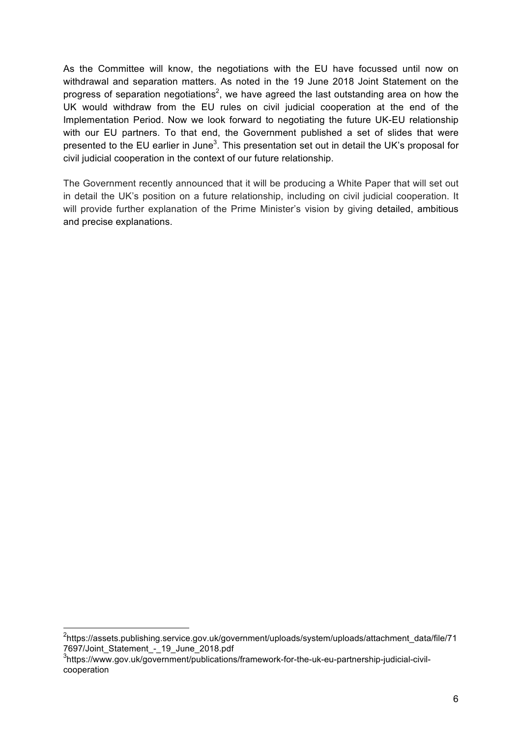As the Committee will know, the negotiations with the EU have focussed until now on withdrawal and separation matters. As noted in the 19 June 2018 Joint Statement on the progress of separation negotiations[2], we have agreed the last outstanding area on how the UK would withdraw from the EU rules on civil judicial cooperation at the end of the Implementation Period. Now we look forward to negotiating the future UK-EU relationship with our EU partners. To that end, the Government published a set of slides that were presented to the EU earlier in June[3]. This presentation set out in detail the UK's proposal for civil judicial cooperation in the context of our future relationship.

The Government recently announced that it will be producing a White Paper that will set out in detail the UK's position on a future relationship, including on civil judicial cooperation. It will provide further explanation of the Prime Minister's vision by giving detailed, ambitious and precise explanations.

---

[2] https://assets.publishing.service.gov.uk/government/uploads/system/uploads/attachment_data/file/717697/Joint_Statement_-_19_June_2018.pdf

[3] https://www.gov.uk/government/publications/framework-for-the-uk-eu-partnership-judicial-civil-cooperation